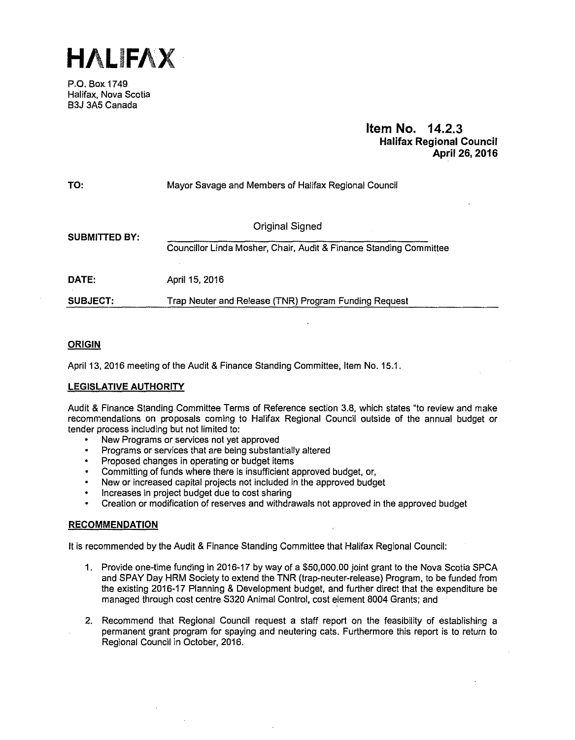# HALIFAX

P.O. Box 1749
Halifax, Nova Scotia
B3J 3A5 Canada

**Item No. 14.2.3**
**Halifax Regional Council**
**April 26, 2016**

**TO:** Mayor Savage and Members of Halifax Regional Council

**SUBMITTED BY:** Original Signed

Councillor Linda Mosher, Chair, Audit & Finance Standing Committee

**DATE:** April 15, 2016

**SUBJECT:** Trap Neuter and Release (TNR) Program Funding Request

## ORIGIN

April 13, 2016 meeting of the Audit & Finance Standing Committee, Item No. 15.1.

## LEGISLATIVE AUTHORITY

Audit & Finance Standing Committee Terms of Reference section 3.8, which states "to review and make recommendations on proposals coming to Halifax Regional Council outside of the annual budget or tender process including but not limited to:

- New Programs or services not yet approved
- Programs or services that are being substantially altered
- Proposed changes in operating or budget items
- Committing of funds where there is insufficient approved budget, or,
- New or increased capital projects not included in the approved budget
- Increases in project budget due to cost sharing
- Creation or modification of reserves and withdrawals not approved in the approved budget

## RECOMMENDATION

It is recommended by the Audit & Finance Standing Committee that Halifax Regional Council:

1. Provide one-time funding in 2016-17 by way of a $50,000.00 joint grant to the Nova Scotia SPCA and SPAY Day HRM Society to extend the TNR (trap-neuter-release) Program, to be funded from the existing 2016-17 Planning & Development budget, and further direct that the expenditure be managed through cost centre S320 Animal Control, cost element 8004 Grants; and

2. Recommend that Regional Council request a staff report on the feasibility of establishing a permanent grant program for spaying and neutering cats. Furthermore this report is to return to Regional Council in October, 2016.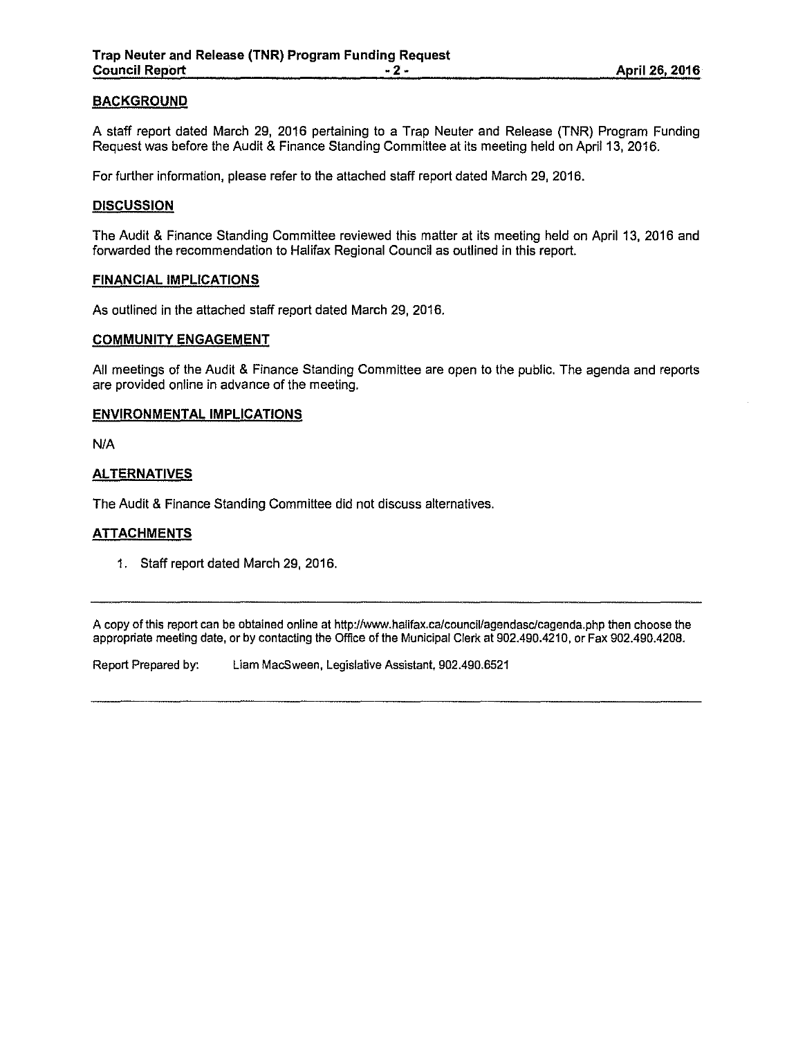## BACKGROUND

A staff report dated March 29, 2016 pertaining to a Trap Neuter and Release (TNR) Program Funding Request was before the Audit & Finance Standing Committee at its meeting held on April 13, 2016.

For further information, please refer to the attached staff report dated March 29, 2016.

## DISCUSSION

The Audit & Finance Standing Committee reviewed this matter at its meeting held on April 13, 2016 and forwarded the recommendation to Halifax Regional Council as outlined in this report.

## FINANCIAL IMPLICATIONS

As outlined in the attached staff report dated March 29, 2016.

## COMMUNITY ENGAGEMENT

All meetings of the Audit & Finance Standing Committee are open to the public. The agenda and reports are provided online in advance of the meeting.

## ENVIRONMENTAL IMPLICATIONS

N/A

## ALTERNATIVES

The Audit & Finance Standing Committee did not discuss alternatives.

## ATTACHMENTS

1. Staff report dated March 29, 2016.

---

A copy of this report can be obtained online at http://www.halifax.ca/council/agendasc/cagenda.php then choose the appropriate meeting date, or by contacting the Office of the Municipal Clerk at 902.490.4210, or Fax 902.490.4208.

Report Prepared by: Liam MacSween, Legislative Assistant, 902.490.6521

---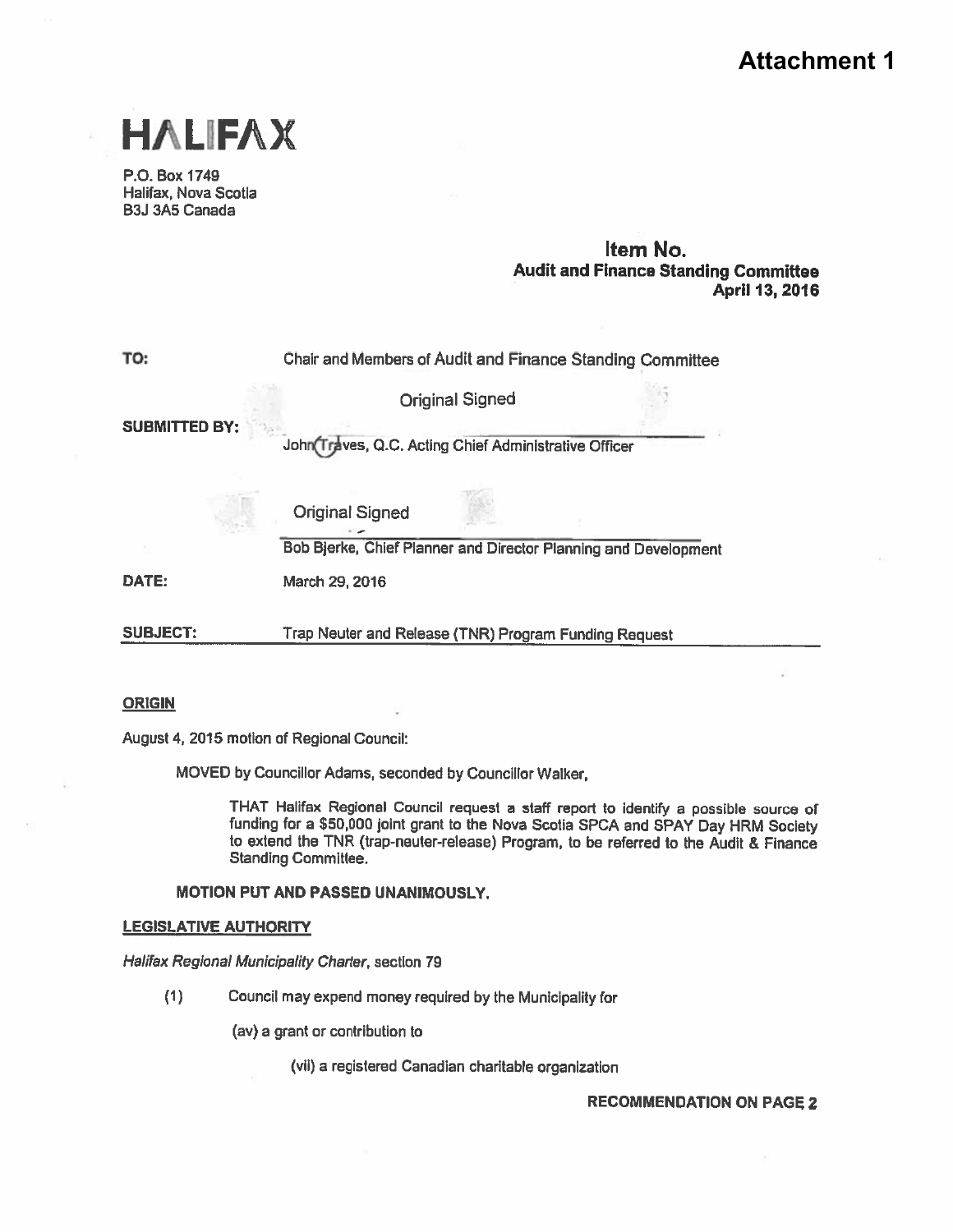**Attachment 1**

# HALIFAX

P.O. Box 1749
Halifax, Nova Scotia
B3J 3A5 Canada

**Item No.**
**Audit and Finance Standing Committee**
**April 13, 2016**

**TO:** Chair and Members of Audit and Finance Standing Committee

Original Signed

**SUBMITTED BY:**
John Traves, Q.C. Acting Chief Administrative Officer

Original Signed

Bob Bjerke, Chief Planner and Director Planning and Development

**DATE:** March 29, 2016

**SUBJECT:** Trap Neuter and Release (TNR) Program Funding Request

## ORIGIN

August 4, 2015 motion of Regional Council:

MOVED by Councillor Adams, seconded by Councillor Walker,

> THAT Halifax Regional Council request a staff report to identify a possible source of funding for a $50,000 joint grant to the Nova Scotia SPCA and SPAY Day HRM Society to extend the TNR (trap-neuter-release) Program, to be referred to the Audit & Finance Standing Committee.

**MOTION PUT AND PASSED UNANIMOUSLY.**

## LEGISLATIVE AUTHORITY

*Halifax Regional Municipality Charter*, section 79

(1) Council may expend money required by the Municipality for

(av) a grant or contribution to

(vii) a registered Canadian charitable organization

**RECOMMENDATION ON PAGE 2**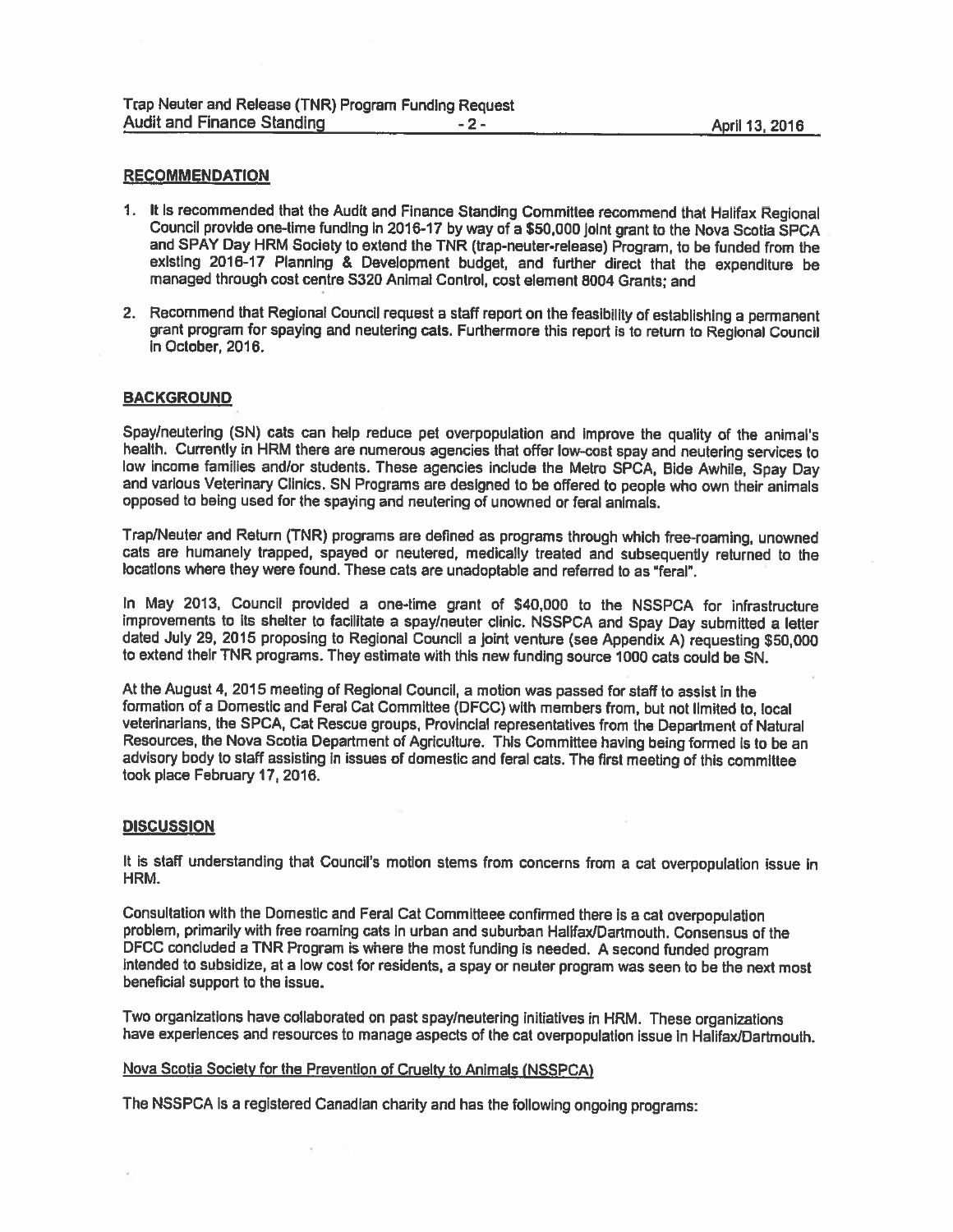## RECOMMENDATION

1. It is recommended that the Audit and Finance Standing Committee recommend that Halifax Regional Council provide one-time funding in 2016-17 by way of a $50,000 joint grant to the Nova Scotia SPCA and SPAY Day HRM Society to extend the TNR (trap-neuter-release) Program, to be funded from the existing 2016-17 Planning & Development budget, and further direct that the expenditure be managed through cost centre S320 Animal Control, cost element 8004 Grants; and

2. Recommend that Regional Council request a staff report on the feasibility of establishing a permanent grant program for spaying and neutering cats. Furthermore this report is to return to Regional Council in October, 2016.

## BACKGROUND

Spay/neutering (SN) cats can help reduce pet overpopulation and improve the quality of the animal's health. Currently in HRM there are numerous agencies that offer low-cost spay and neutering services to low income families and/or students. These agencies include the Metro SPCA, Bide Awhile, Spay Day and various Veterinary Clinics. SN Programs are designed to be offered to people who own their animals opposed to being used for the spaying and neutering of unowned or feral animals.

Trap/Neuter and Return (TNR) programs are defined as programs through which free-roaming, unowned cats are humanely trapped, spayed or neutered, medically treated and subsequently returned to the locations where they were found. These cats are unadoptable and referred to as "feral".

In May 2013, Council provided a one-time grant of $40,000 to the NSSPCA for infrastructure improvements to its shelter to facilitate a spay/neuter clinic. NSSPCA and Spay Day submitted a letter dated July 29, 2015 proposing to Regional Council a joint venture (see Appendix A) requesting $50,000 to extend their TNR programs. They estimate with this new funding source 1000 cats could be SN.

At the August 4, 2015 meeting of Regional Council, a motion was passed for staff to assist in the formation of a Domestic and Feral Cat Committee (DFCC) with members from, but not limited to, local veterinarians, the SPCA, Cat Rescue groups, Provincial representatives from the Department of Natural Resources, the Nova Scotia Department of Agriculture. This Committee having being formed is to be an advisory body to staff assisting in issues of domestic and feral cats. The first meeting of this committee took place February 17, 2016.

## DISCUSSION

It is staff understanding that Council's motion stems from concerns from a cat overpopulation issue in HRM.

Consultation with the Domestic and Feral Cat Committeee confirmed there is a cat overpopulation problem, primarily with free roaming cats in urban and suburban Halifax/Dartmouth. Consensus of the DFCC concluded a TNR Program is where the most funding is needed. A second funded program intended to subsidize, at a low cost for residents, a spay or neuter program was seen to be the next most beneficial support to the issue.

Two organizations have collaborated on past spay/neutering initiatives in HRM. These organizations have experiences and resources to manage aspects of the cat overpopulation issue in Halifax/Dartmouth.

Nova Scotia Society for the Prevention of Cruelty to Animals (NSSPCA)

The NSSPCA is a registered Canadian charity and has the following ongoing programs: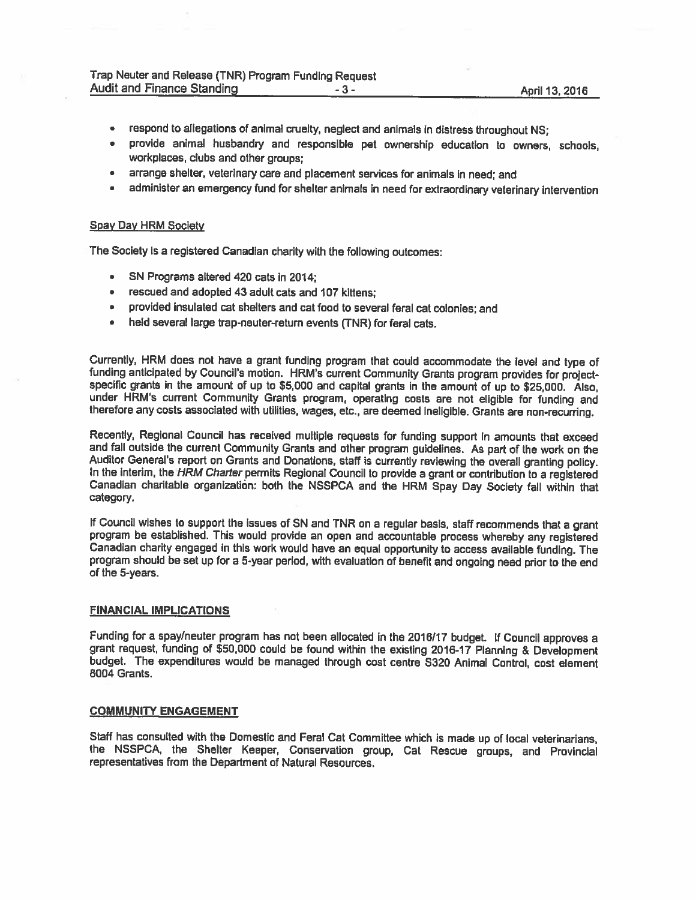- respond to allegations of animal cruelty, neglect and animals in distress throughout NS;
- provide animal husbandry and responsible pet ownership education to owners, schools, workplaces, clubs and other groups;
- arrange shelter, veterinary care and placement services for animals in need; and
- administer an emergency fund for shelter animals in need for extraordinary veterinary intervention

Spay Day HRM Society

The Society is a registered Canadian charity with the following outcomes:

- SN Programs altered 420 cats in 2014;
- rescued and adopted 43 adult cats and 107 kittens;
- provided insulated cat shelters and cat food to several feral cat colonies; and
- held several large trap-neuter-return events (TNR) for feral cats.

Currently, HRM does not have a grant funding program that could accommodate the level and type of funding anticipated by Council's motion. HRM's current Community Grants program provides for project-specific grants in the amount of up to $5,000 and capital grants in the amount of up to $25,000. Also, under HRM's current Community Grants program, operating costs are not eligible for funding and therefore any costs associated with utilities, wages, etc., are deemed ineligible. Grants are non-recurring.

Recently, Regional Council has received multiple requests for funding support in amounts that exceed and fall outside the current Community Grants and other program guidelines. As part of the work on the Auditor General's report on Grants and Donations, staff is currently reviewing the overall granting policy. In the interim, the *HRM Charter* permits Regional Council to provide a grant or contribution to a registered Canadian charitable organization: both the NSSPCA and the HRM Spay Day Society fall within that category.

If Council wishes to support the issues of SN and TNR on a regular basis, staff recommends that a grant program be established. This would provide an open and accountable process whereby any registered Canadian charity engaged in this work would have an equal opportunity to access available funding. The program should be set up for a 5-year period, with evaluation of benefit and ongoing need prior to the end of the 5-years.

## FINANCIAL IMPLICATIONS

Funding for a spay/neuter program has not been allocated in the 2016/17 budget. If Council approves a grant request, funding of $50,000 could be found within the existing 2016-17 Planning & Development budget. The expenditures would be managed through cost centre S320 Animal Control, cost element 8004 Grants.

## COMMUNITY ENGAGEMENT

Staff has consulted with the Domestic and Feral Cat Committee which is made up of local veterinarians, the NSSPCA, the Shelter Keeper, Conservation group, Cat Rescue groups, and Provincial representatives from the Department of Natural Resources.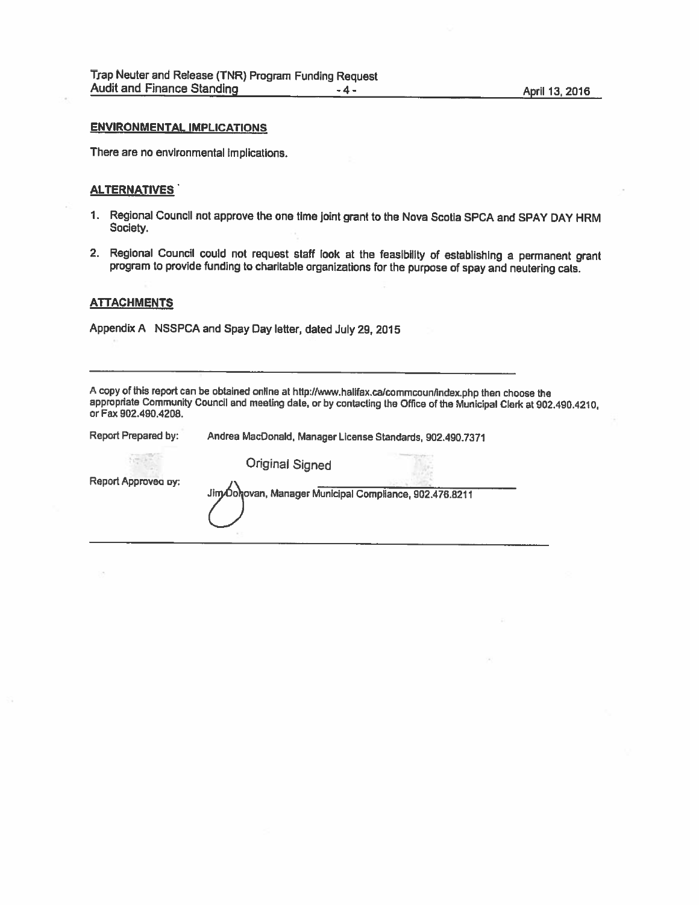## ENVIRONMENTAL IMPLICATIONS

There are no environmental implications.

## ALTERNATIVES

1. Regional Council not approve the one time joint grant to the Nova Scotia SPCA and SPAY DAY HRM Society.
2. Regional Council could not request staff look at the feasibility of establishing a permanent grant program to provide funding to charitable organizations for the purpose of spay and neutering cats.

## ATTACHMENTS

Appendix A NSSPCA and Spay Day letter, dated July 29, 2015

---

A copy of this report can be obtained online at http://www.halifax.ca/commcoun/index.php then choose the appropriate Community Council and meeting date, or by contacting the Office of the Municipal Clerk at 902.490.4210, or Fax 902.490.4208.

Report Prepared by: Andrea MacDonald, Manager License Standards, 902.490.7371

Original Signed

Report Approved by: Jim Donovan, Manager Municipal Compliance, 902.476.8211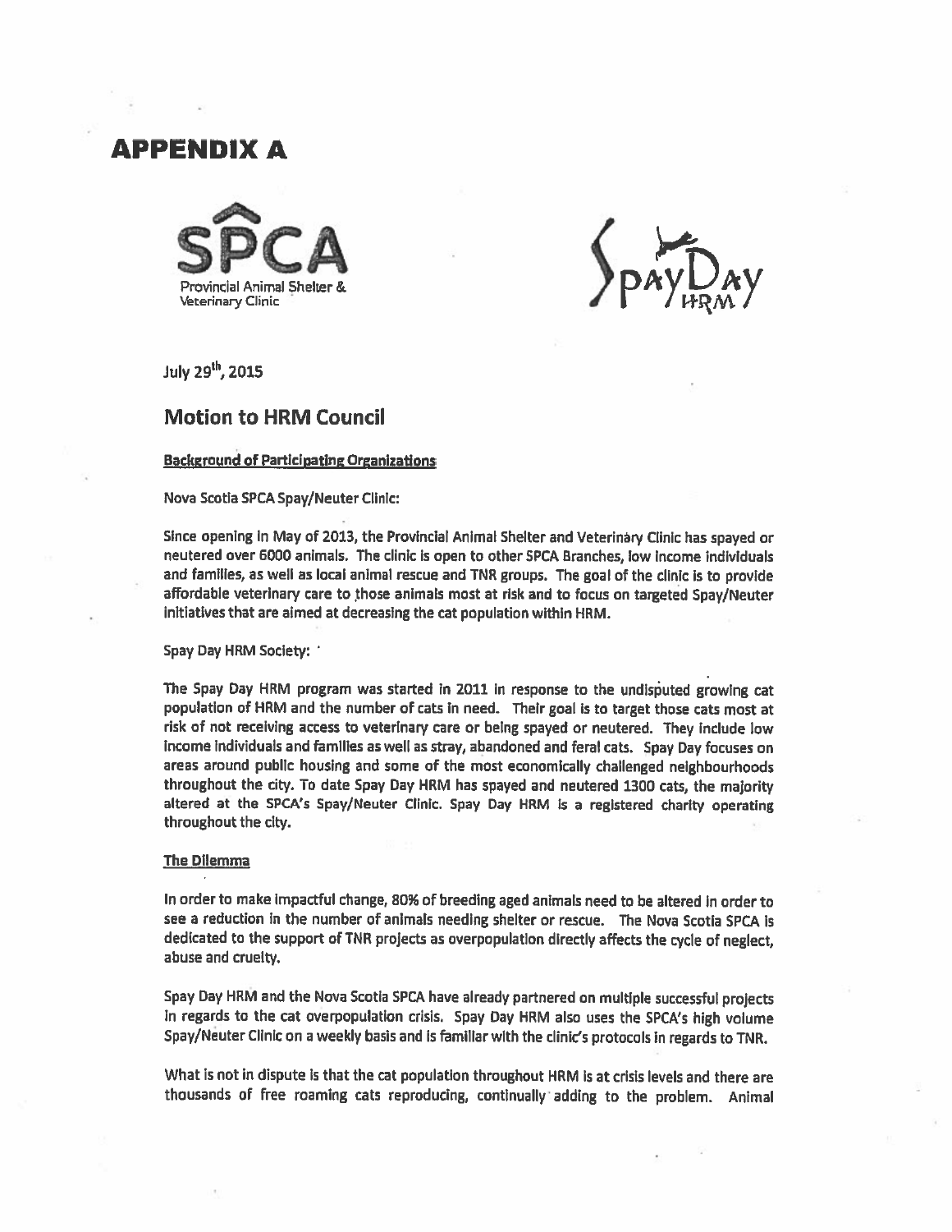# APPENDIX A

SPCA
Provincial Animal Shelter & Veterinary Clinic

Spay Day HRM

July 29th, 2015

## Motion to HRM Council

**Background of Participating Organizations**

Nova Scotia SPCA Spay/Neuter Clinic:

Since opening in May of 2013, the Provincial Animal Shelter and Veterinary Clinic has spayed or neutered over 6000 animals. The clinic is open to other SPCA Branches, low income individuals and families, as well as local animal rescue and TNR groups. The goal of the clinic is to provide affordable veterinary care to those animals most at risk and to focus on targeted Spay/Neuter initiatives that are aimed at decreasing the cat population within HRM.

Spay Day HRM Society:

The Spay Day HRM program was started in 2011 in response to the undisputed growing cat population of HRM and the number of cats in need. Their goal is to target those cats most at risk of not receiving access to veterinary care or being spayed or neutered. They include low income individuals and families as well as stray, abandoned and feral cats. Spay Day focuses on areas around public housing and some of the most economically challenged neighbourhoods throughout the city. To date Spay Day HRM has spayed and neutered 1300 cats, the majority altered at the SPCA's Spay/Neuter Clinic. Spay Day HRM is a registered charity operating throughout the city.

**The Dilemma**

In order to make impactful change, 80% of breeding aged animals need to be altered in order to see a reduction in the number of animals needing shelter or rescue. The Nova Scotia SPCA is dedicated to the support of TNR projects as overpopulation directly affects the cycle of neglect, abuse and cruelty.

Spay Day HRM and the Nova Scotia SPCA have already partnered on multiple successful projects in regards to the cat overpopulation crisis. Spay Day HRM also uses the SPCA's high volume Spay/Neuter Clinic on a weekly basis and is familiar with the clinic's protocols in regards to TNR.

What is not in dispute is that the cat population throughout HRM is at crisis levels and there are thousands of free roaming cats reproducing, continually adding to the problem. Animal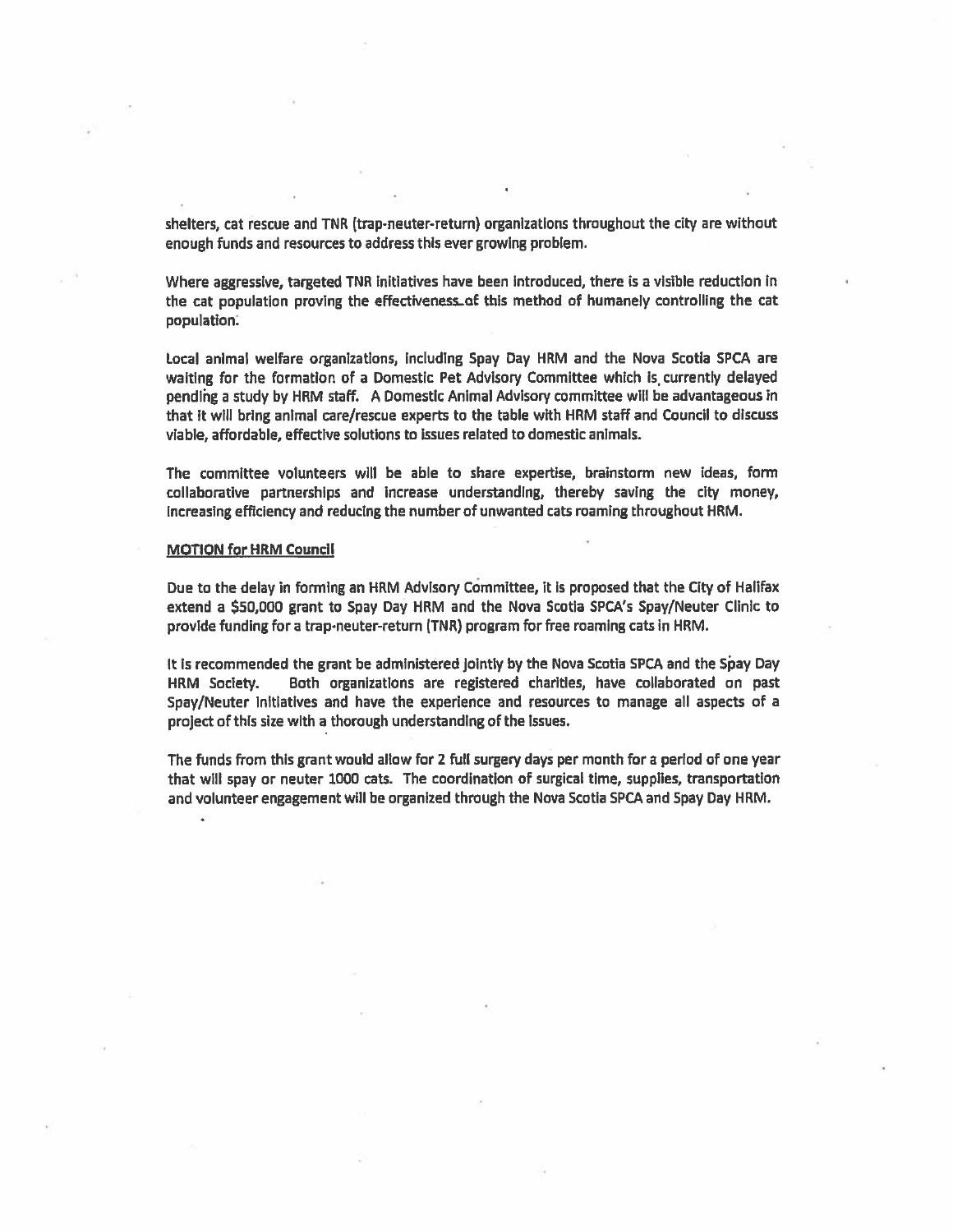shelters, cat rescue and TNR (trap-neuter-return) organizations throughout the city are without enough funds and resources to address this ever growing problem.

Where aggressive, targeted TNR initiatives have been introduced, there is a visible reduction in the cat population proving the effectiveness of this method of humanely controlling the cat population.

Local animal welfare organizations, including Spay Day HRM and the Nova Scotia SPCA are waiting for the formation of a Domestic Pet Advisory Committee which is currently delayed pending a study by HRM staff. A Domestic Animal Advisory committee will be advantageous in that it will bring animal care/rescue experts to the table with HRM staff and Council to discuss viable, affordable, effective solutions to issues related to domestic animals.

The committee volunteers will be able to share expertise, brainstorm new ideas, form collaborative partnerships and increase understanding, thereby saving the city money, increasing efficiency and reducing the number of unwanted cats roaming throughout HRM.

**MOTION for HRM Council**

Due to the delay in forming an HRM Advisory Committee, it is proposed that the City of Halifax extend a $50,000 grant to Spay Day HRM and the Nova Scotia SPCA's Spay/Neuter Clinic to provide funding for a trap-neuter-return (TNR) program for free roaming cats in HRM.

It is recommended the grant be administered jointly by the Nova Scotia SPCA and the Spay Day HRM Society. Both organizations are registered charities, have collaborated on past Spay/Neuter initiatives and have the experience and resources to manage all aspects of a project of this size with a thorough understanding of the issues.

The funds from this grant would allow for 2 full surgery days per month for a period of one year that will spay or neuter 1000 cats. The coordination of surgical time, supplies, transportation and volunteer engagement will be organized through the Nova Scotia SPCA and Spay Day HRM.